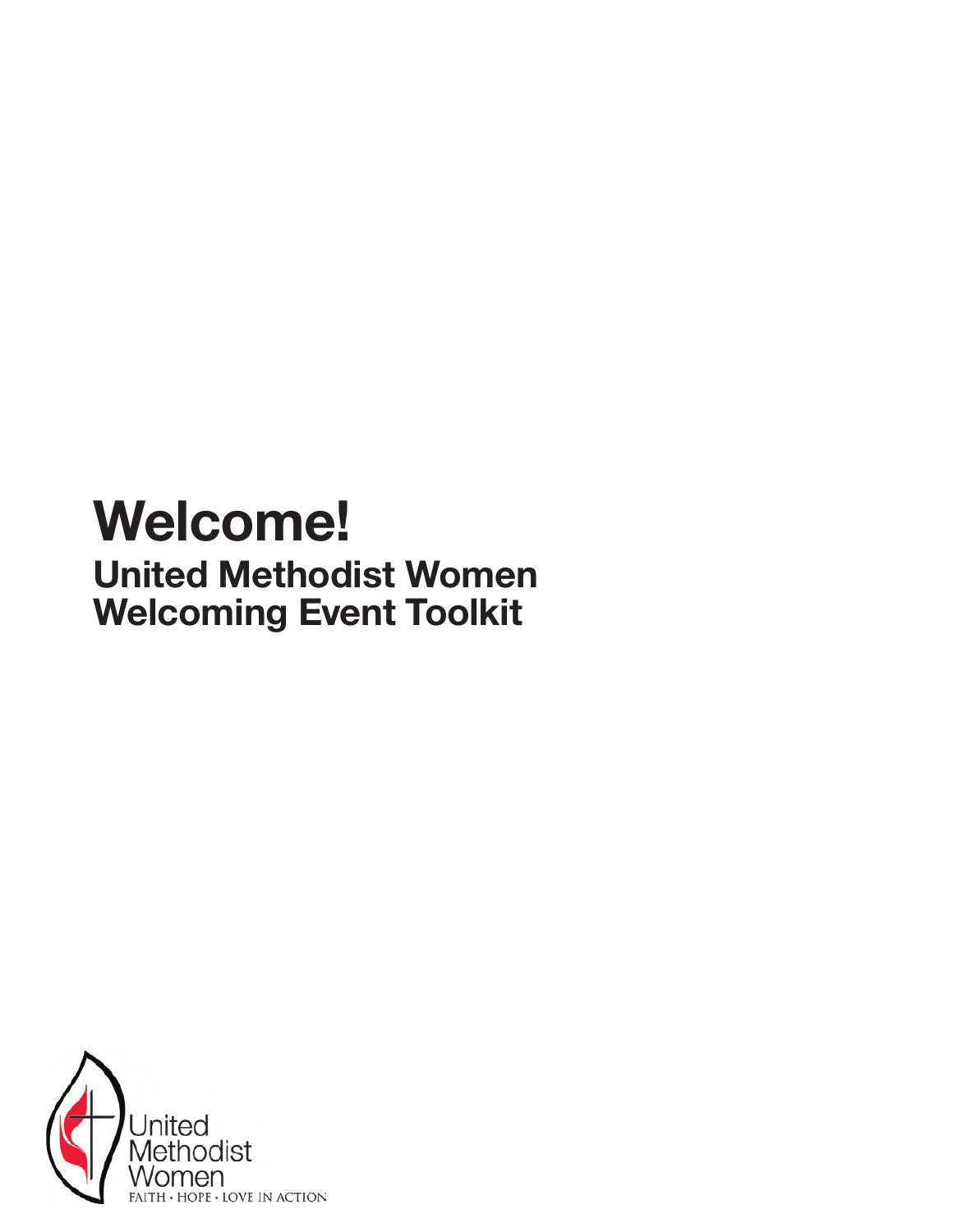# Welcome!

## United Methodist Women Welcoming Event Toolkit

United Methodist Women

FAITH • HOPE • LOVE IN ACTION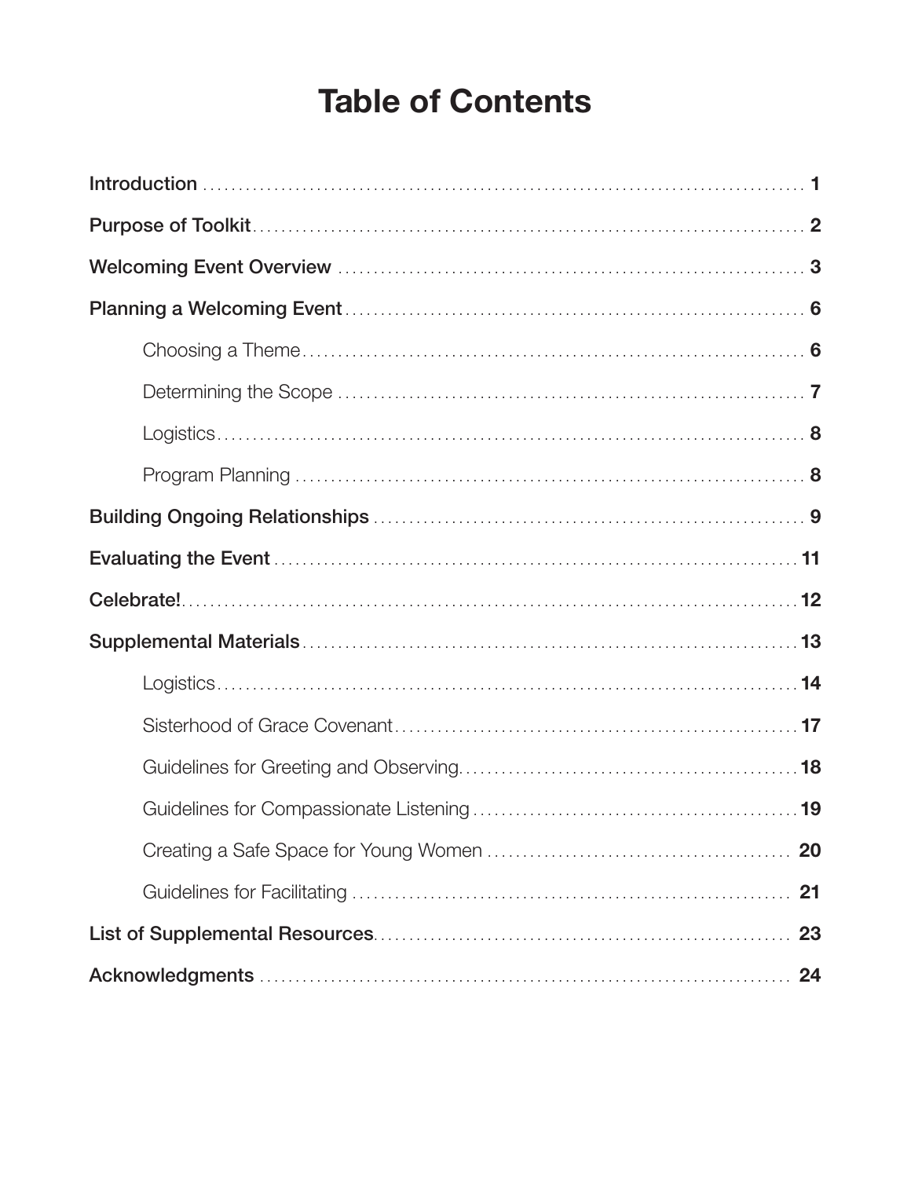# Table of Contents

- Introduction ........ 1
- Purpose of Toolkit ........ 2
- Welcoming Event Overview ........ 3
- Planning a Welcoming Event ........ 6
  - Choosing a Theme ........ 6
  - Determining the Scope ........ 7
  - Logistics ........ 8
  - Program Planning ........ 8
- Building Ongoing Relationships ........ 9
- Evaluating the Event ........ 11
- Celebrate! ........ 12
- Supplemental Materials ........ 13
  - Logistics ........ 14
  - Sisterhood of Grace Covenant ........ 17
  - Guidelines for Greeting and Observing ........ 18
  - Guidelines for Compassionate Listening ........ 19
  - Creating a Safe Space for Young Women ........ 20
  - Guidelines for Facilitating ........ 21
- List of Supplemental Resources ........ 23
- Acknowledgments ........ 24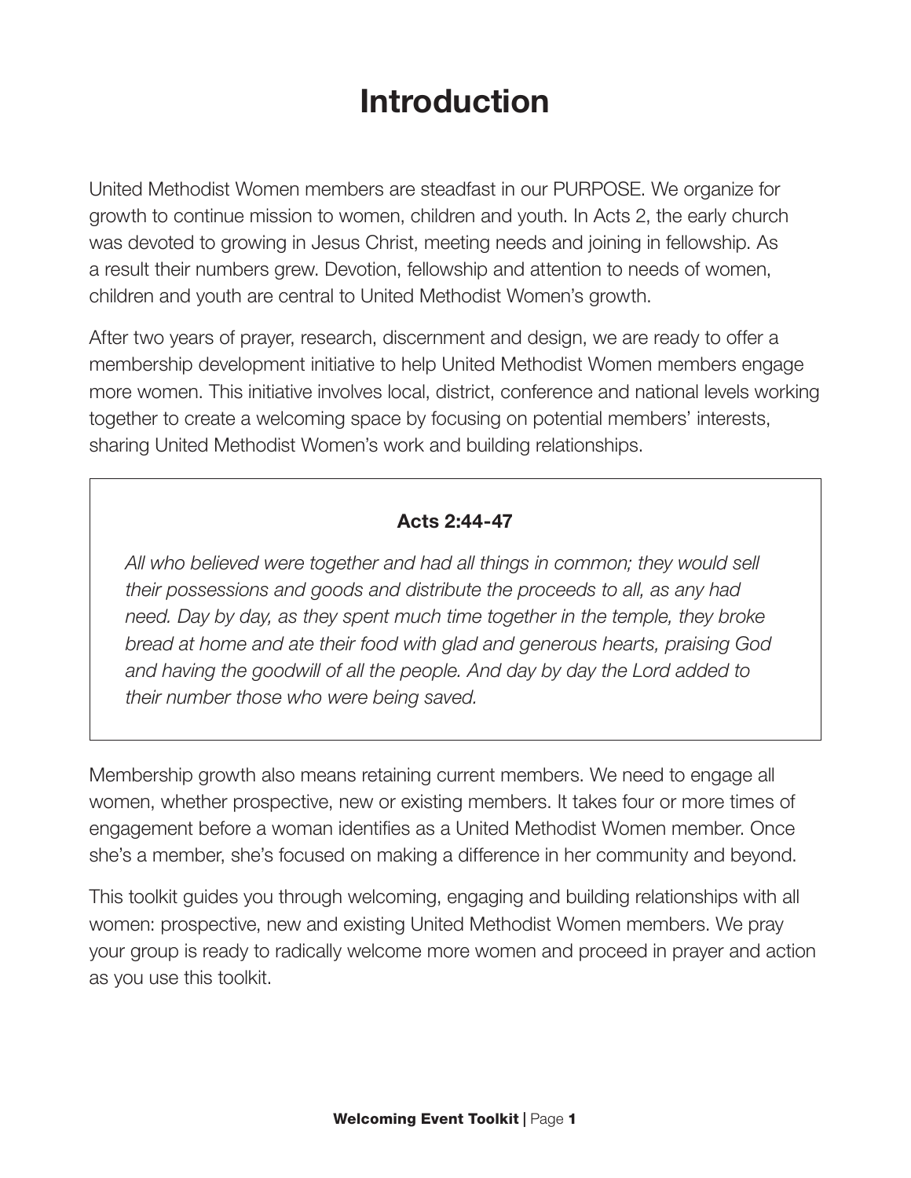# Introduction

United Methodist Women members are steadfast in our PURPOSE. We organize for growth to continue mission to women, children and youth. In Acts 2, the early church was devoted to growing in Jesus Christ, meeting needs and joining in fellowship. As a result their numbers grew. Devotion, fellowship and attention to needs of women, children and youth are central to United Methodist Women's growth.

After two years of prayer, research, discernment and design, we are ready to offer a membership development initiative to help United Methodist Women members engage more women. This initiative involves local, district, conference and national levels working together to create a welcoming space by focusing on potential members' interests, sharing United Methodist Women's work and building relationships.

> **Acts 2:44-47**
>
> *All who believed were together and had all things in common; they would sell their possessions and goods and distribute the proceeds to all, as any had need. Day by day, as they spent much time together in the temple, they broke bread at home and ate their food with glad and generous hearts, praising God and having the goodwill of all the people. And day by day the Lord added to their number those who were being saved.*

Membership growth also means retaining current members. We need to engage all women, whether prospective, new or existing members. It takes four or more times of engagement before a woman identifies as a United Methodist Women member. Once she's a member, she's focused on making a difference in her community and beyond.

This toolkit guides you through welcoming, engaging and building relationships with all women: prospective, new and existing United Methodist Women members. We pray your group is ready to radically welcome more women and proceed in prayer and action as you use this toolkit.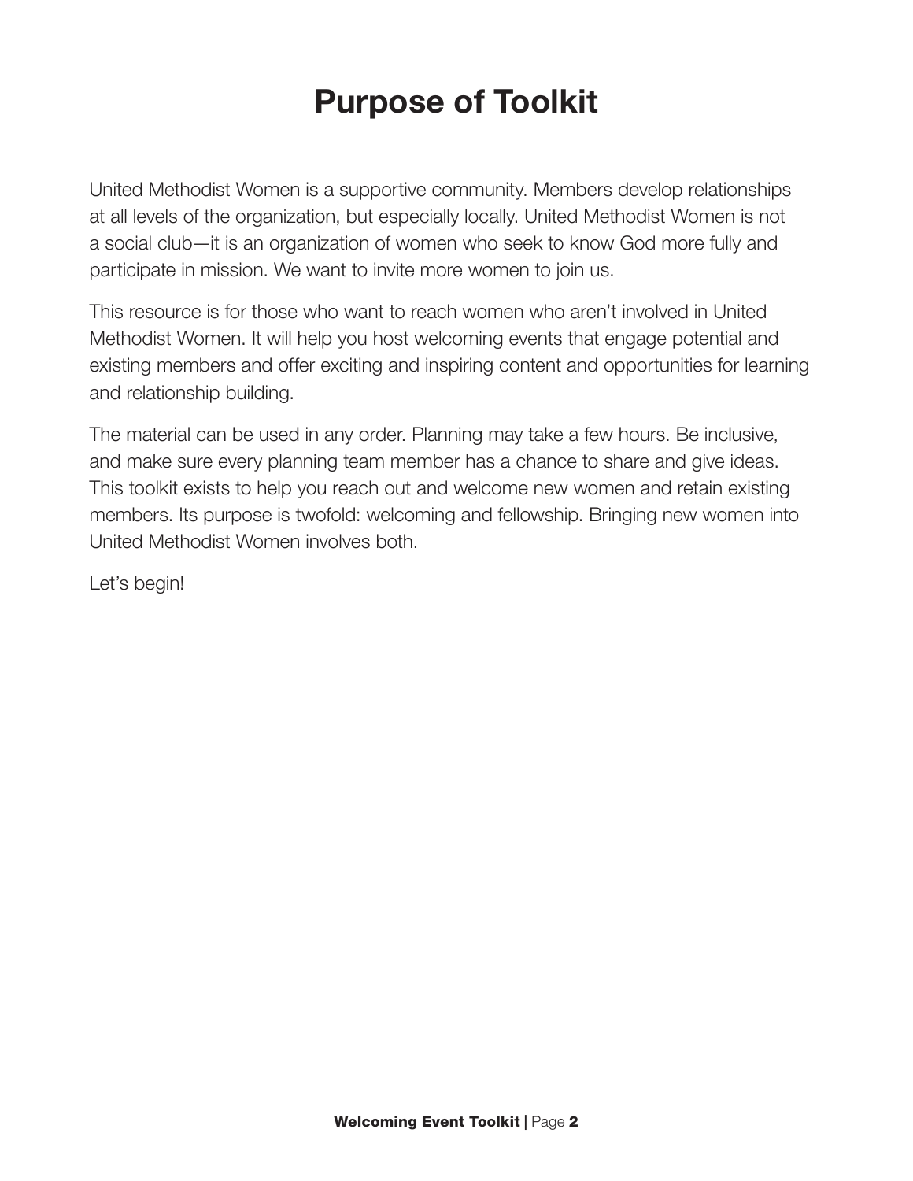# Purpose of Toolkit

United Methodist Women is a supportive community. Members develop relationships at all levels of the organization, but especially locally. United Methodist Women is not a social club—it is an organization of women who seek to know God more fully and participate in mission. We want to invite more women to join us.

This resource is for those who want to reach women who aren't involved in United Methodist Women. It will help you host welcoming events that engage potential and existing members and offer exciting and inspiring content and opportunities for learning and relationship building.

The material can be used in any order. Planning may take a few hours. Be inclusive, and make sure every planning team member has a chance to share and give ideas. This toolkit exists to help you reach out and welcome new women and retain existing members. Its purpose is twofold: welcoming and fellowship. Bringing new women into United Methodist Women involves both.

Let's begin!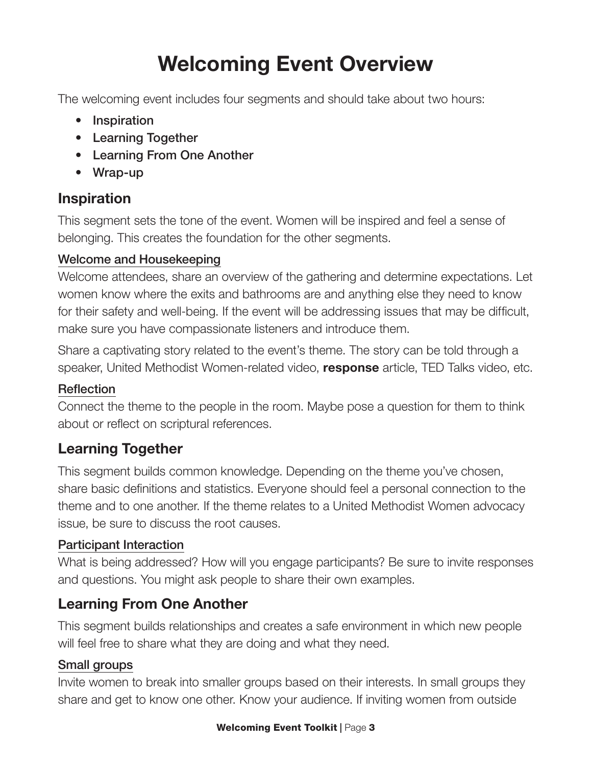# Welcoming Event Overview

The welcoming event includes four segments and should take about two hours:

- Inspiration
- Learning Together
- Learning From One Another
- Wrap-up

## Inspiration

This segment sets the tone of the event. Women will be inspired and feel a sense of belonging. This creates the foundation for the other segments.

### Welcome and Housekeeping

Welcome attendees, share an overview of the gathering and determine expectations. Let women know where the exits and bathrooms are and anything else they need to know for their safety and well-being. If the event will be addressing issues that may be difficult, make sure you have compassionate listeners and introduce them.

Share a captivating story related to the event's theme. The story can be told through a speaker, United Methodist Women-related video, **response** article, TED Talks video, etc.

### Reflection

Connect the theme to the people in the room. Maybe pose a question for them to think about or reflect on scriptural references.

## Learning Together

This segment builds common knowledge. Depending on the theme you've chosen, share basic definitions and statistics. Everyone should feel a personal connection to the theme and to one another. If the theme relates to a United Methodist Women advocacy issue, be sure to discuss the root causes.

### Participant Interaction

What is being addressed? How will you engage participants? Be sure to invite responses and questions. You might ask people to share their own examples.

## Learning From One Another

This segment builds relationships and creates a safe environment in which new people will feel free to share what they are doing and what they need.

### Small groups

Invite women to break into smaller groups based on their interests. In small groups they share and get to know one other. Know your audience. If inviting women from outside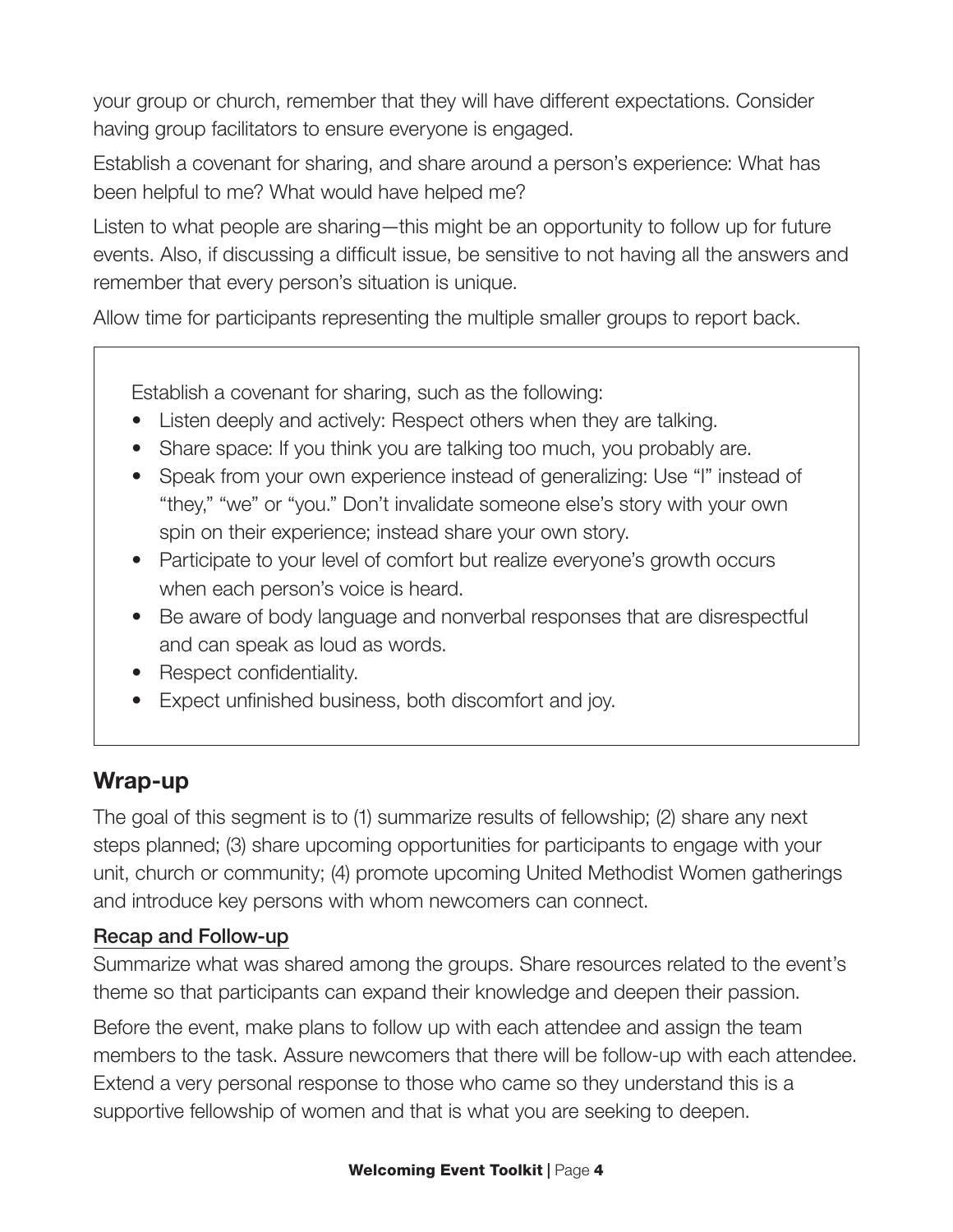your group or church, remember that they will have different expectations. Consider having group facilitators to ensure everyone is engaged.

Establish a covenant for sharing, and share around a person's experience: What has been helpful to me? What would have helped me?

Listen to what people are sharing—this might be an opportunity to follow up for future events. Also, if discussing a difficult issue, be sensitive to not having all the answers and remember that every person's situation is unique.

Allow time for participants representing the multiple smaller groups to report back.

> Establish a covenant for sharing, such as the following:
>
> - Listen deeply and actively: Respect others when they are talking.
> - Share space: If you think you are talking too much, you probably are.
> - Speak from your own experience instead of generalizing: Use "I" instead of "they," "we" or "you." Don't invalidate someone else's story with your own spin on their experience; instead share your own story.
> - Participate to your level of comfort but realize everyone's growth occurs when each person's voice is heard.
> - Be aware of body language and nonverbal responses that are disrespectful and can speak as loud as words.
> - Respect confidentiality.
> - Expect unfinished business, both discomfort and joy.

## Wrap-up

The goal of this segment is to (1) summarize results of fellowship; (2) share any next steps planned; (3) share upcoming opportunities for participants to engage with your unit, church or community; (4) promote upcoming United Methodist Women gatherings and introduce key persons with whom newcomers can connect.

### Recap and Follow-up

Summarize what was shared among the groups. Share resources related to the event's theme so that participants can expand their knowledge and deepen their passion.

Before the event, make plans to follow up with each attendee and assign the team members to the task. Assure newcomers that there will be follow-up with each attendee. Extend a very personal response to those who came so they understand this is a supportive fellowship of women and that is what you are seeking to deepen.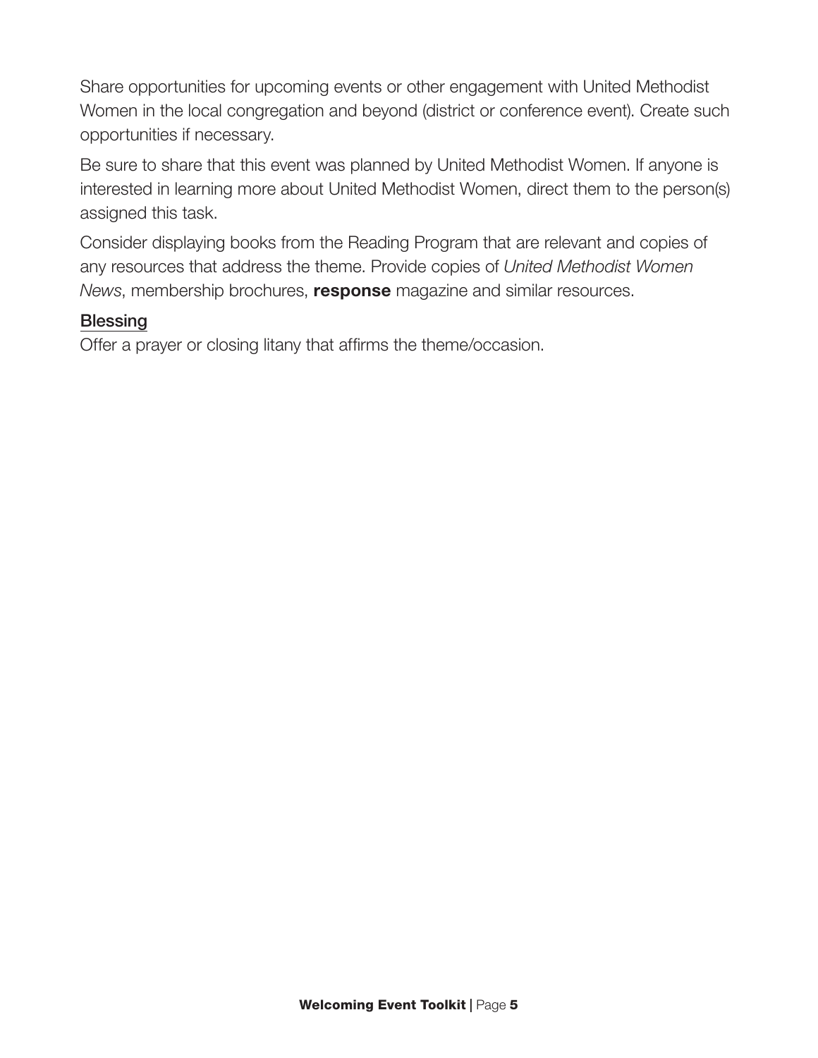Share opportunities for upcoming events or other engagement with United Methodist Women in the local congregation and beyond (district or conference event). Create such opportunities if necessary.

Be sure to share that this event was planned by United Methodist Women. If anyone is interested in learning more about United Methodist Women, direct them to the person(s) assigned this task.

Consider displaying books from the Reading Program that are relevant and copies of any resources that address the theme. Provide copies of *United Methodist Women News*, membership brochures, **response** magazine and similar resources.

### Blessing

Offer a prayer or closing litany that affirms the theme/occasion.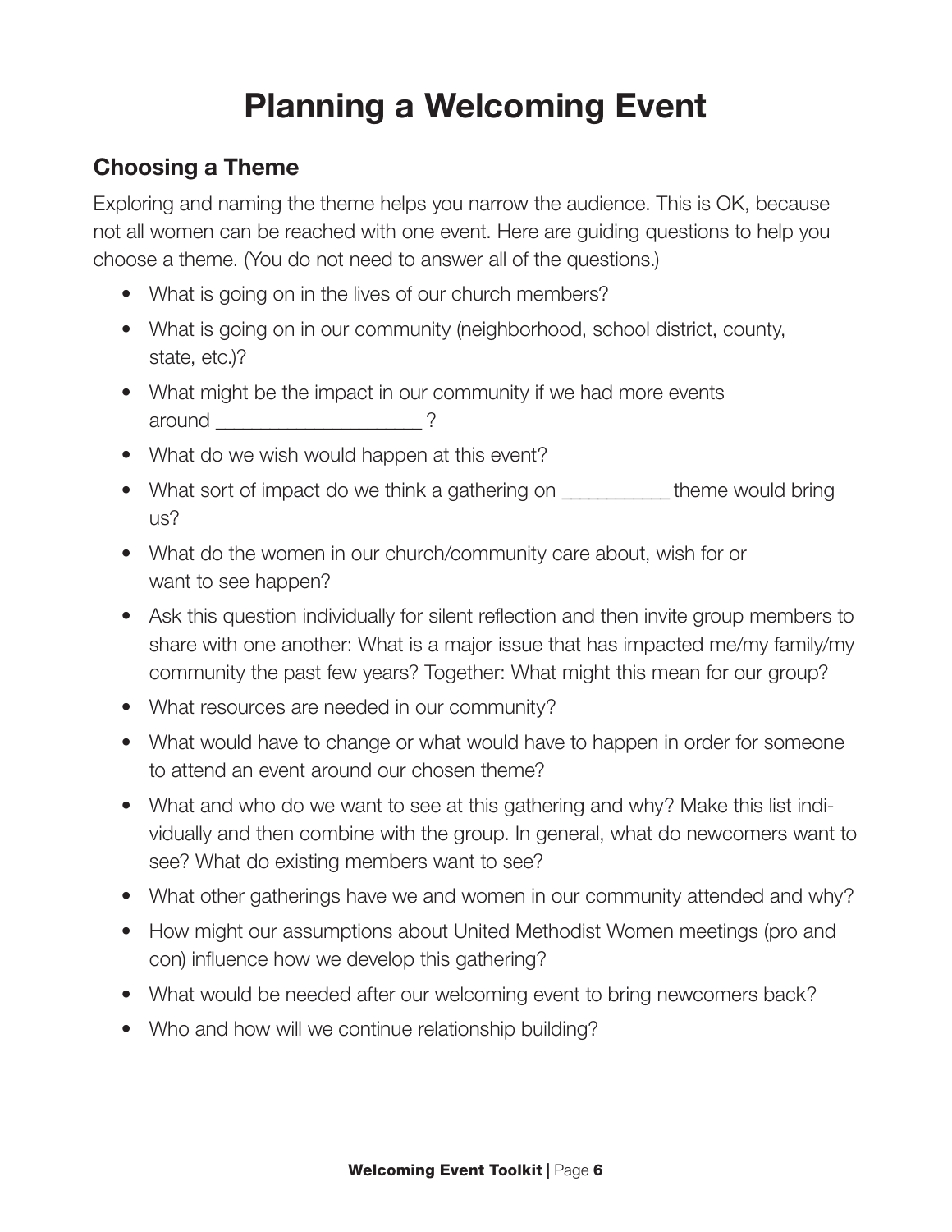# Planning a Welcoming Event

## Choosing a Theme

Exploring and naming the theme helps you narrow the audience. This is OK, because not all women can be reached with one event. Here are guiding questions to help you choose a theme. (You do not need to answer all of the questions.)

- What is going on in the lives of our church members?
- What is going on in our community (neighborhood, school district, county, state, etc.)?
- What might be the impact in our community if we had more events around ____________________ ?
- What do we wish would happen at this event?
- What sort of impact do we think a gathering on ___________ theme would bring us?
- What do the women in our church/community care about, wish for or want to see happen?
- Ask this question individually for silent reflection and then invite group members to share with one another: What is a major issue that has impacted me/my family/my community the past few years? Together: What might this mean for our group?
- What resources are needed in our community?
- What would have to change or what would have to happen in order for someone to attend an event around our chosen theme?
- What and who do we want to see at this gathering and why? Make this list individually and then combine with the group. In general, what do newcomers want to see? What do existing members want to see?
- What other gatherings have we and women in our community attended and why?
- How might our assumptions about United Methodist Women meetings (pro and con) influence how we develop this gathering?
- What would be needed after our welcoming event to bring newcomers back?
- Who and how will we continue relationship building?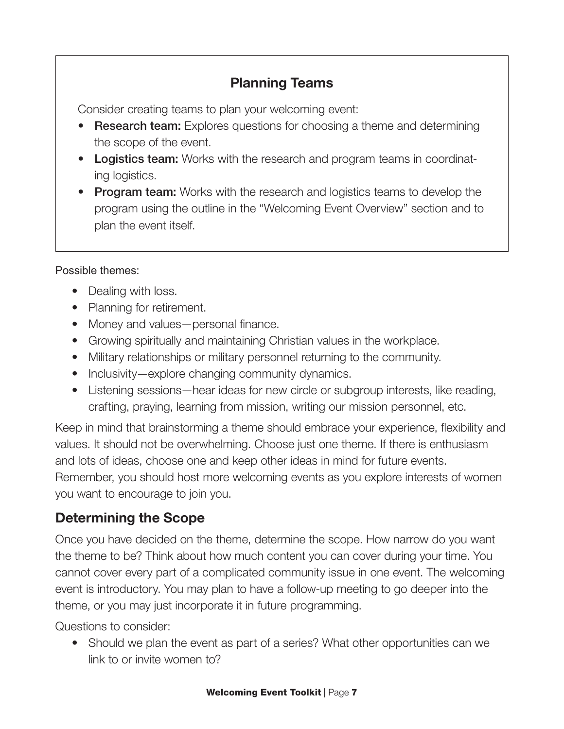### Planning Teams

Consider creating teams to plan your welcoming event:

- **Research team:** Explores questions for choosing a theme and determining the scope of the event.
- **Logistics team:** Works with the research and program teams in coordinating logistics.
- **Program team:** Works with the research and logistics teams to develop the program using the outline in the "Welcoming Event Overview" section and to plan the event itself.

Possible themes:

- Dealing with loss.
- Planning for retirement.
- Money and values—personal finance.
- Growing spiritually and maintaining Christian values in the workplace.
- Military relationships or military personnel returning to the community.
- Inclusivity—explore changing community dynamics.
- Listening sessions—hear ideas for new circle or subgroup interests, like reading, crafting, praying, learning from mission, writing our mission personnel, etc.

Keep in mind that brainstorming a theme should embrace your experience, flexibility and values. It should not be overwhelming. Choose just one theme. If there is enthusiasm and lots of ideas, choose one and keep other ideas in mind for future events. Remember, you should host more welcoming events as you explore interests of women you want to encourage to join you.

## Determining the Scope

Once you have decided on the theme, determine the scope. How narrow do you want the theme to be? Think about how much content you can cover during your time. You cannot cover every part of a complicated community issue in one event. The welcoming event is introductory. You may plan to have a follow-up meeting to go deeper into the theme, or you may just incorporate it in future programming.

Questions to consider:

- Should we plan the event as part of a series? What other opportunities can we link to or invite women to?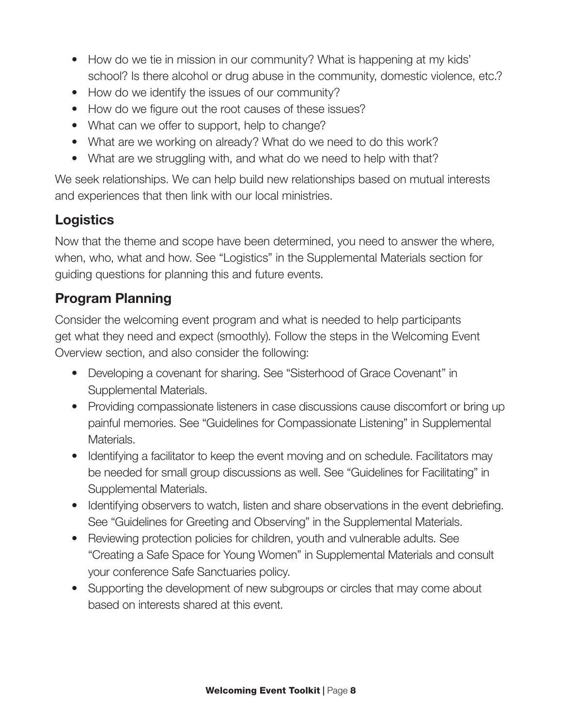- How do we tie in mission in our community? What is happening at my kids' school? Is there alcohol or drug abuse in the community, domestic violence, etc.?
- How do we identify the issues of our community?
- How do we figure out the root causes of these issues?
- What can we offer to support, help to change?
- What are we working on already? What do we need to do this work?
- What are we struggling with, and what do we need to help with that?

We seek relationships. We can help build new relationships based on mutual interests and experiences that then link with our local ministries.

## Logistics

Now that the theme and scope have been determined, you need to answer the where, when, who, what and how. See "Logistics" in the Supplemental Materials section for guiding questions for planning this and future events.

## Program Planning

Consider the welcoming event program and what is needed to help participants get what they need and expect (smoothly). Follow the steps in the Welcoming Event Overview section, and also consider the following:

- Developing a covenant for sharing. See "Sisterhood of Grace Covenant" in Supplemental Materials.
- Providing compassionate listeners in case discussions cause discomfort or bring up painful memories. See "Guidelines for Compassionate Listening" in Supplemental Materials.
- Identifying a facilitator to keep the event moving and on schedule. Facilitators may be needed for small group discussions as well. See "Guidelines for Facilitating" in Supplemental Materials.
- Identifying observers to watch, listen and share observations in the event debriefing. See "Guidelines for Greeting and Observing" in the Supplemental Materials.
- Reviewing protection policies for children, youth and vulnerable adults. See "Creating a Safe Space for Young Women" in Supplemental Materials and consult your conference Safe Sanctuaries policy.
- Supporting the development of new subgroups or circles that may come about based on interests shared at this event.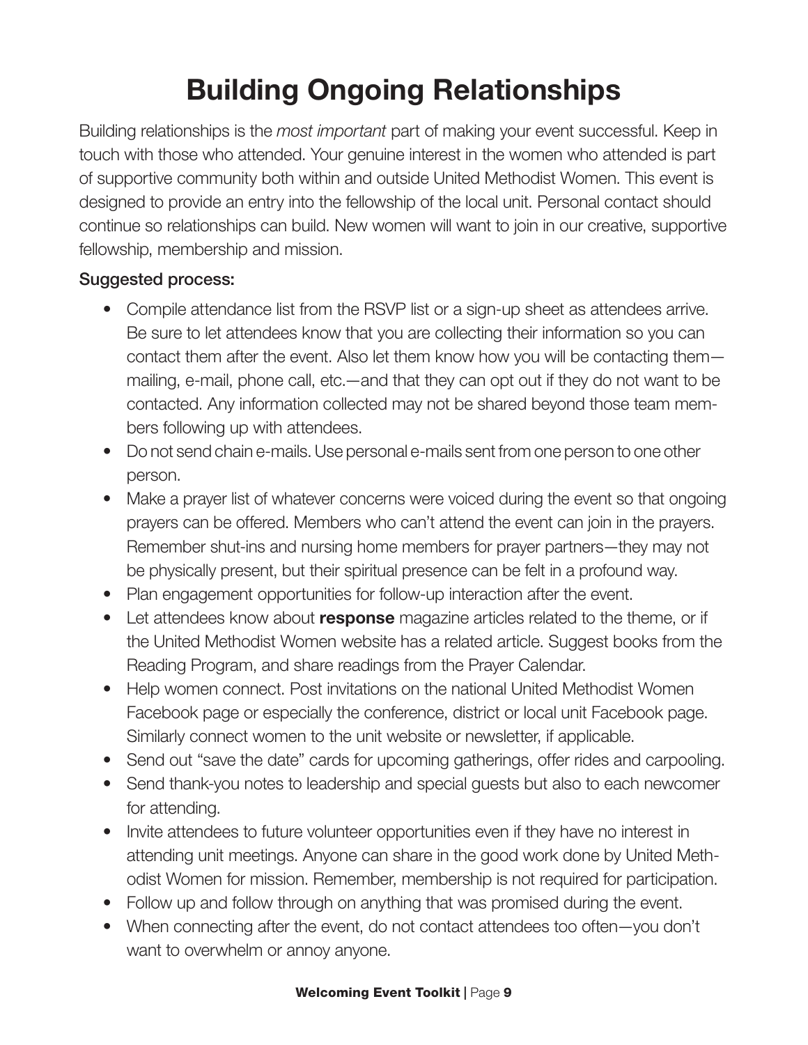# Building Ongoing Relationships

Building relationships is the *most important* part of making your event successful. Keep in touch with those who attended. Your genuine interest in the women who attended is part of supportive community both within and outside United Methodist Women. This event is designed to provide an entry into the fellowship of the local unit. Personal contact should continue so relationships can build. New women will want to join in our creative, supportive fellowship, membership and mission.

**Suggested process:**

- Compile attendance list from the RSVP list or a sign-up sheet as attendees arrive. Be sure to let attendees know that you are collecting their information so you can contact them after the event. Also let them know how you will be contacting them—mailing, e-mail, phone call, etc.—and that they can opt out if they do not want to be contacted. Any information collected may not be shared beyond those team members following up with attendees.
- Do not send chain e-mails. Use personal e-mails sent from one person to one other person.
- Make a prayer list of whatever concerns were voiced during the event so that ongoing prayers can be offered. Members who can't attend the event can join in the prayers. Remember shut-ins and nursing home members for prayer partners—they may not be physically present, but their spiritual presence can be felt in a profound way.
- Plan engagement opportunities for follow-up interaction after the event.
- Let attendees know about **response** magazine articles related to the theme, or if the United Methodist Women website has a related article. Suggest books from the Reading Program, and share readings from the Prayer Calendar.
- Help women connect. Post invitations on the national United Methodist Women Facebook page or especially the conference, district or local unit Facebook page. Similarly connect women to the unit website or newsletter, if applicable.
- Send out "save the date" cards for upcoming gatherings, offer rides and carpooling.
- Send thank-you notes to leadership and special guests but also to each newcomer for attending.
- Invite attendees to future volunteer opportunities even if they have no interest in attending unit meetings. Anyone can share in the good work done by United Methodist Women for mission. Remember, membership is not required for participation.
- Follow up and follow through on anything that was promised during the event.
- When connecting after the event, do not contact attendees too often—you don't want to overwhelm or annoy anyone.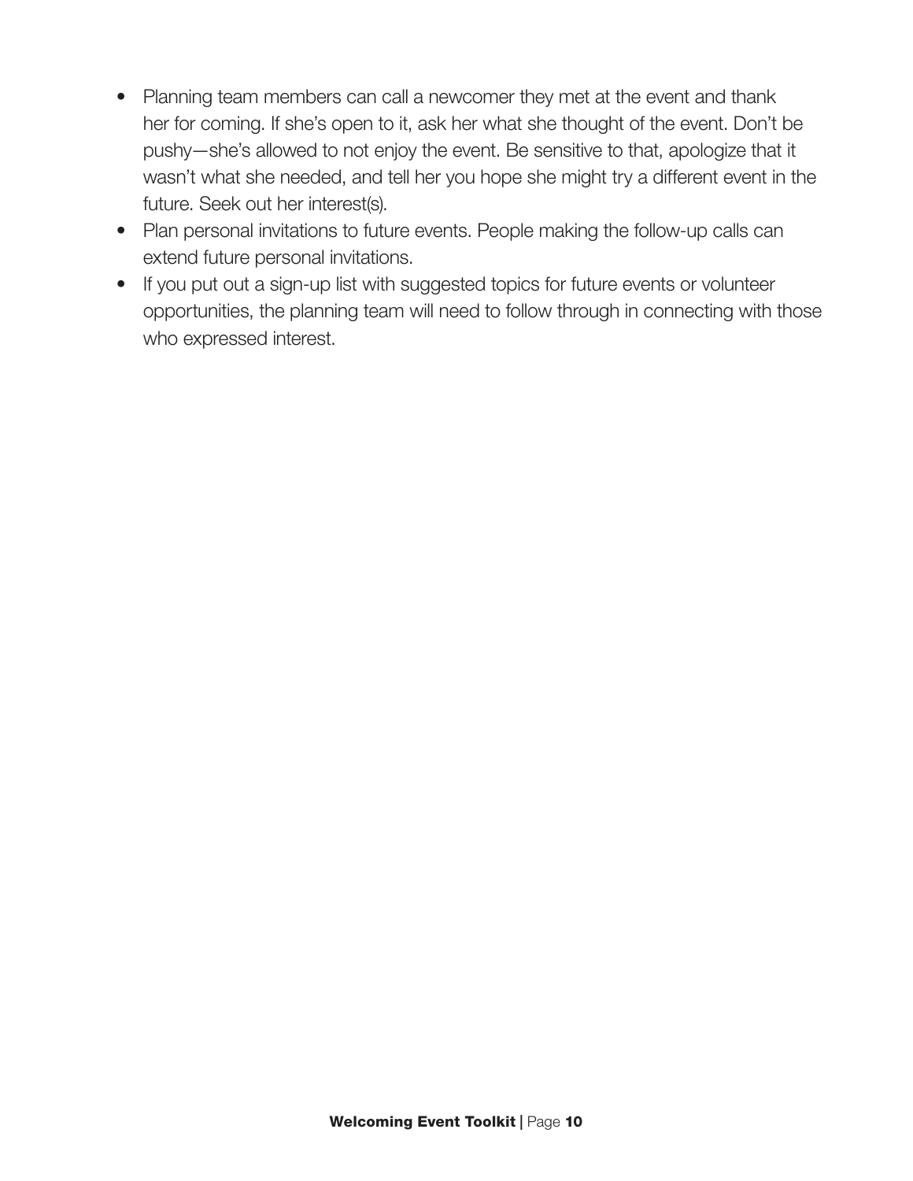- Planning team members can call a newcomer they met at the event and thank her for coming. If she's open to it, ask her what she thought of the event. Don't be pushy—she's allowed to not enjoy the event. Be sensitive to that, apologize that it wasn't what she needed, and tell her you hope she might try a different event in the future. Seek out her interest(s).
- Plan personal invitations to future events. People making the follow-up calls can extend future personal invitations.
- If you put out a sign-up list with suggested topics for future events or volunteer opportunities, the planning team will need to follow through in connecting with those who expressed interest.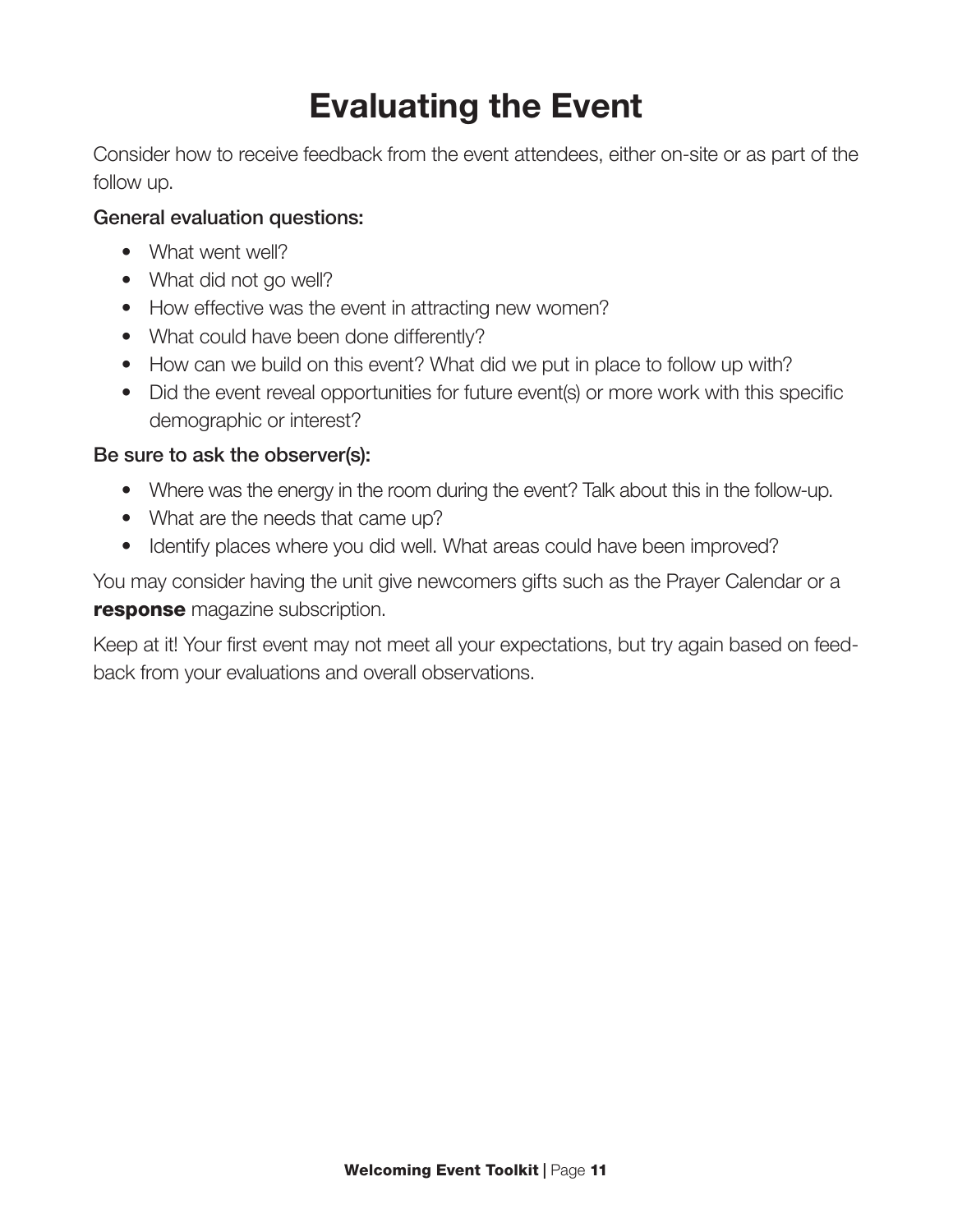# Evaluating the Event

Consider how to receive feedback from the event attendees, either on-site or as part of the follow up.

**General evaluation questions:**

- What went well?
- What did not go well?
- How effective was the event in attracting new women?
- What could have been done differently?
- How can we build on this event? What did we put in place to follow up with?
- Did the event reveal opportunities for future event(s) or more work with this specific demographic or interest?

**Be sure to ask the observer(s):**

- Where was the energy in the room during the event? Talk about this in the follow-up.
- What are the needs that came up?
- Identify places where you did well. What areas could have been improved?

You may consider having the unit give newcomers gifts such as the Prayer Calendar or a **response** magazine subscription.

Keep at it! Your first event may not meet all your expectations, but try again based on feedback from your evaluations and overall observations.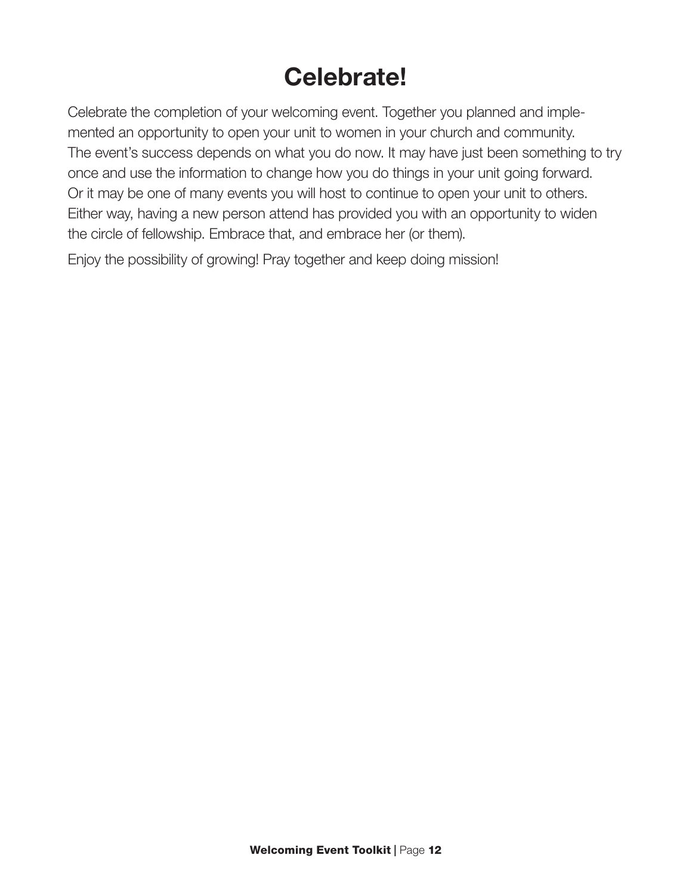# Celebrate!

Celebrate the completion of your welcoming event. Together you planned and implemented an opportunity to open your unit to women in your church and community. The event's success depends on what you do now. It may have just been something to try once and use the information to change how you do things in your unit going forward. Or it may be one of many events you will host to continue to open your unit to others. Either way, having a new person attend has provided you with an opportunity to widen the circle of fellowship. Embrace that, and embrace her (or them).

Enjoy the possibility of growing! Pray together and keep doing mission!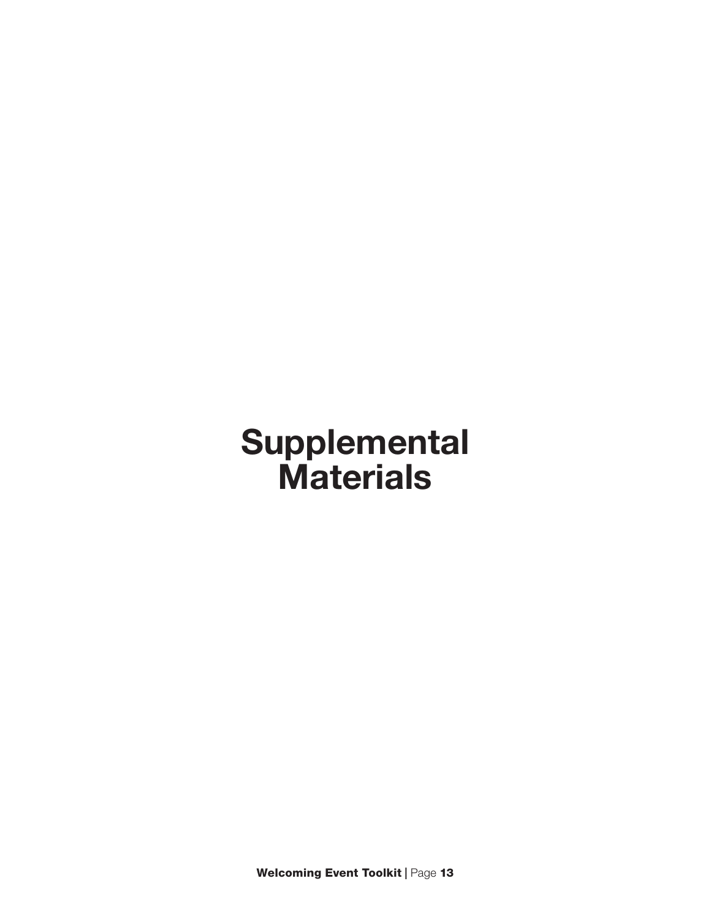# Supplemental Materials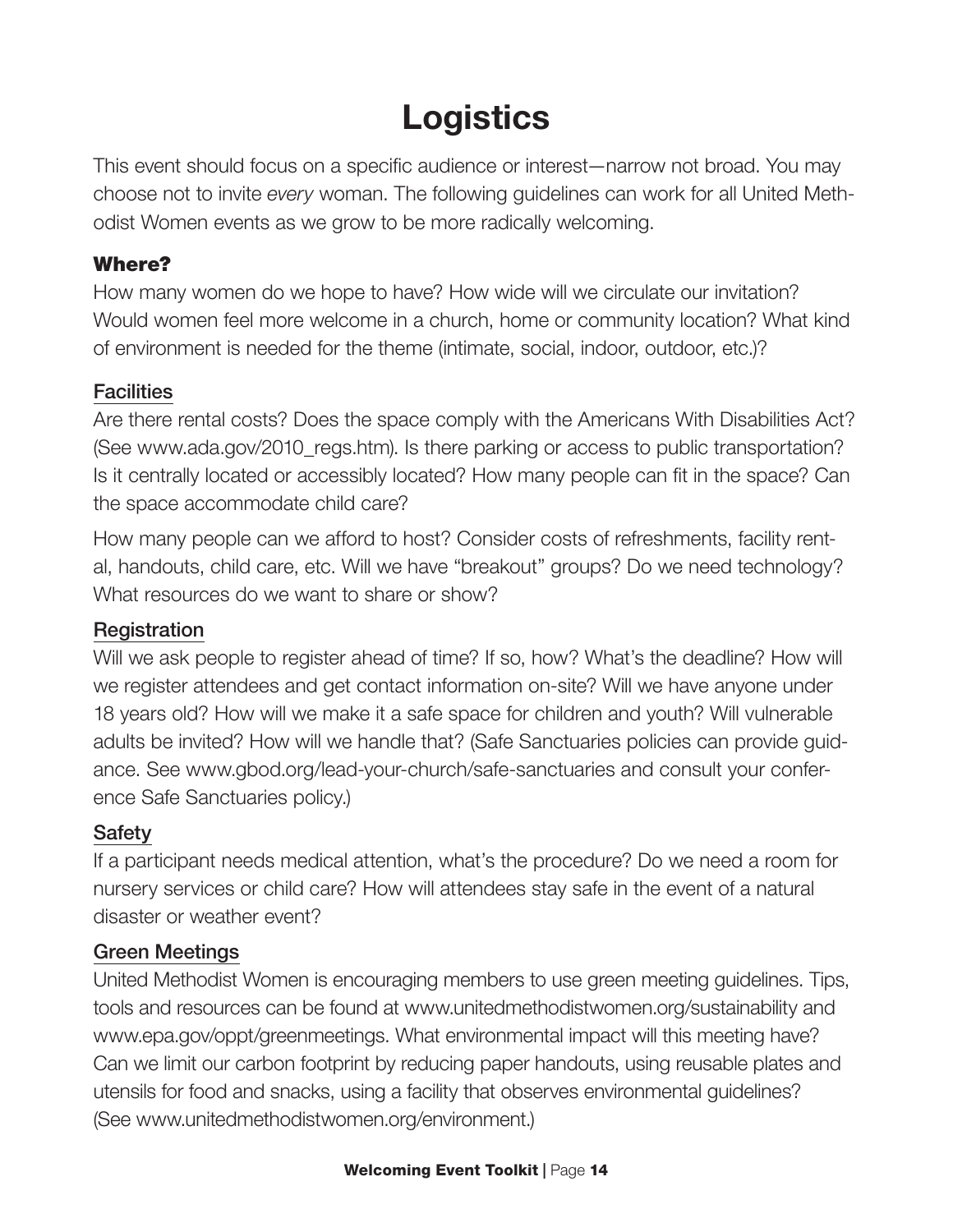# Logistics

This event should focus on a specific audience or interest—narrow not broad. You may choose not to invite *every* woman. The following guidelines can work for all United Methodist Women events as we grow to be more radically welcoming.

## Where?

How many women do we hope to have? How wide will we circulate our invitation? Would women feel more welcome in a church, home or community location? What kind of environment is needed for the theme (intimate, social, indoor, outdoor, etc.)?

### Facilities

Are there rental costs? Does the space comply with the Americans With Disabilities Act? (See www.ada.gov/2010_regs.htm). Is there parking or access to public transportation? Is it centrally located or accessibly located? How many people can fit in the space? Can the space accommodate child care?

How many people can we afford to host? Consider costs of refreshments, facility rental, handouts, child care, etc. Will we have "breakout" groups? Do we need technology? What resources do we want to share or show?

### Registration

Will we ask people to register ahead of time? If so, how? What's the deadline? How will we register attendees and get contact information on-site? Will we have anyone under 18 years old? How will we make it a safe space for children and youth? Will vulnerable adults be invited? How will we handle that? (Safe Sanctuaries policies can provide guidance. See www.gbod.org/lead-your-church/safe-sanctuaries and consult your conference Safe Sanctuaries policy.)

### Safety

If a participant needs medical attention, what's the procedure? Do we need a room for nursery services or child care? How will attendees stay safe in the event of a natural disaster or weather event?

### Green Meetings

United Methodist Women is encouraging members to use green meeting guidelines. Tips, tools and resources can be found at www.unitedmethodistwomen.org/sustainability and www.epa.gov/oppt/greenmeetings. What environmental impact will this meeting have? Can we limit our carbon footprint by reducing paper handouts, using reusable plates and utensils for food and snacks, using a facility that observes environmental guidelines? (See www.unitedmethodistwomen.org/environment.)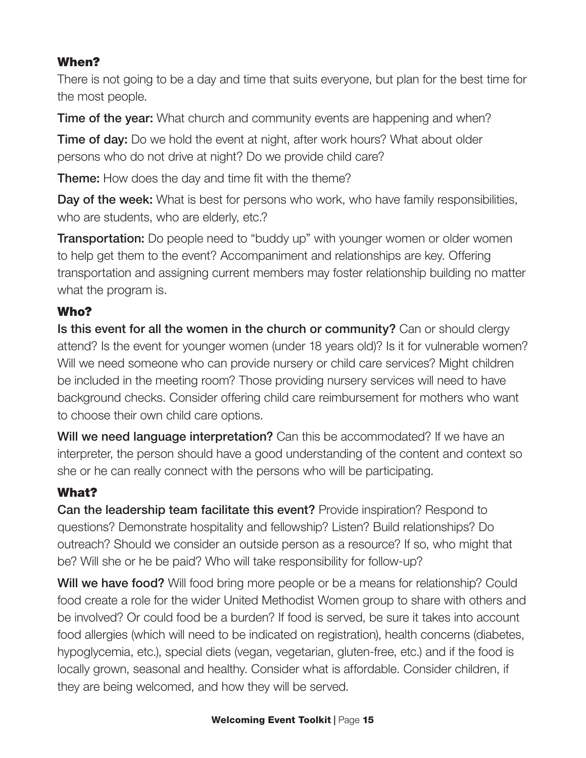## When?

There is not going to be a day and time that suits everyone, but plan for the best time for the most people.

**Time of the year:** What church and community events are happening and when?

**Time of day:** Do we hold the event at night, after work hours? What about older persons who do not drive at night? Do we provide child care?

**Theme:** How does the day and time fit with the theme?

**Day of the week:** What is best for persons who work, who have family responsibilities, who are students, who are elderly, etc.?

**Transportation:** Do people need to "buddy up" with younger women or older women to help get them to the event? Accompaniment and relationships are key. Offering transportation and assigning current members may foster relationship building no matter what the program is.

## Who?

**Is this event for all the women in the church or community?** Can or should clergy attend? Is the event for younger women (under 18 years old)? Is it for vulnerable women? Will we need someone who can provide nursery or child care services? Might children be included in the meeting room? Those providing nursery services will need to have background checks. Consider offering child care reimbursement for mothers who want to choose their own child care options.

**Will we need language interpretation?** Can this be accommodated? If we have an interpreter, the person should have a good understanding of the content and context so she or he can really connect with the persons who will be participating.

## What?

**Can the leadership team facilitate this event?** Provide inspiration? Respond to questions? Demonstrate hospitality and fellowship? Listen? Build relationships? Do outreach? Should we consider an outside person as a resource? If so, who might that be? Will she or he be paid? Who will take responsibility for follow-up?

**Will we have food?** Will food bring more people or be a means for relationship? Could food create a role for the wider United Methodist Women group to share with others and be involved? Or could food be a burden? If food is served, be sure it takes into account food allergies (which will need to be indicated on registration), health concerns (diabetes, hypoglycemia, etc.), special diets (vegan, vegetarian, gluten-free, etc.) and if the food is locally grown, seasonal and healthy. Consider what is affordable. Consider children, if they are being welcomed, and how they will be served.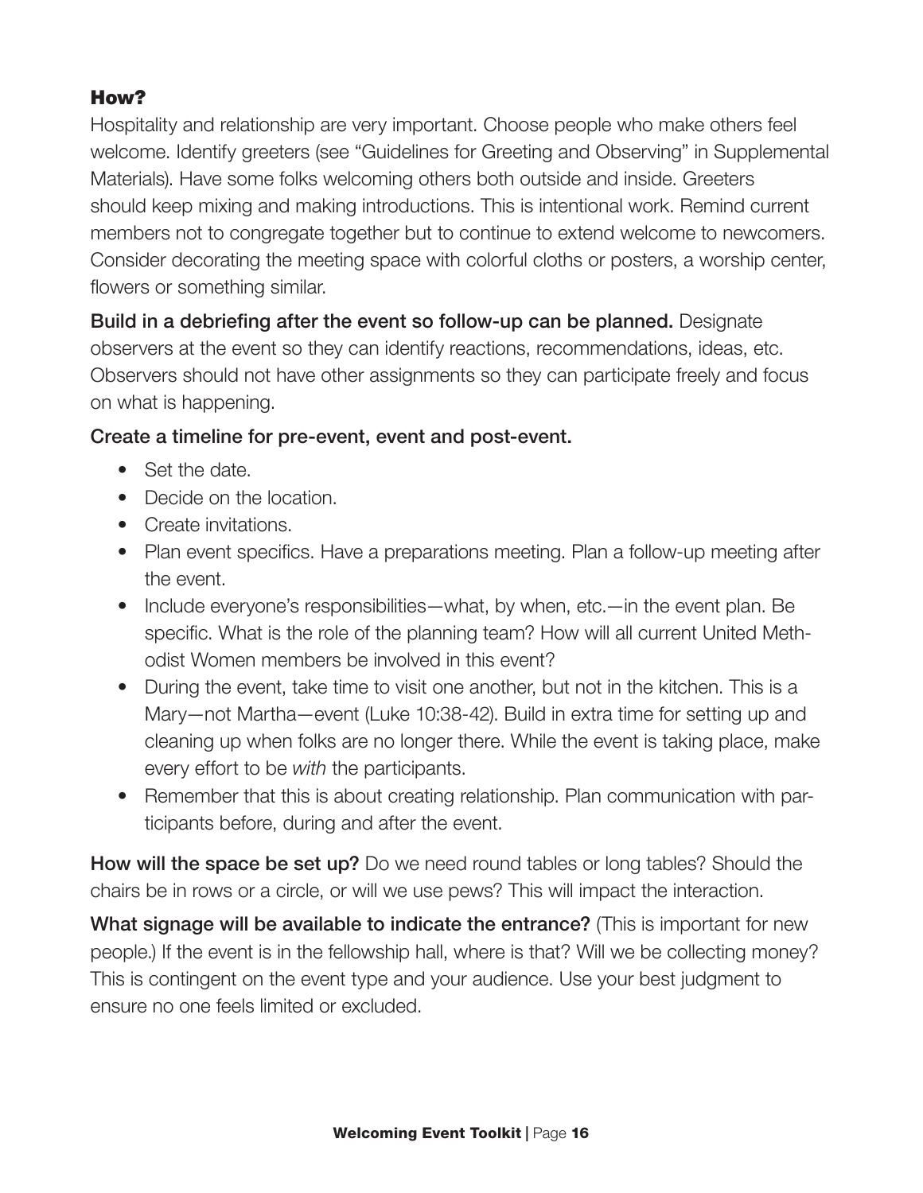### How?

Hospitality and relationship are very important. Choose people who make others feel welcome. Identify greeters (see "Guidelines for Greeting and Observing" in Supplemental Materials). Have some folks welcoming others both outside and inside. Greeters should keep mixing and making introductions. This is intentional work. Remind current members not to congregate together but to continue to extend welcome to newcomers. Consider decorating the meeting space with colorful cloths or posters, a worship center, flowers or something similar.

**Build in a debriefing after the event so follow-up can be planned.** Designate observers at the event so they can identify reactions, recommendations, ideas, etc. Observers should not have other assignments so they can participate freely and focus on what is happening.

**Create a timeline for pre-event, event and post-event.**

- Set the date.
- Decide on the location.
- Create invitations.
- Plan event specifics. Have a preparations meeting. Plan a follow-up meeting after the event.
- Include everyone's responsibilities—what, by when, etc.—in the event plan. Be specific. What is the role of the planning team? How will all current United Methodist Women members be involved in this event?
- During the event, take time to visit one another, but not in the kitchen. This is a Mary—not Martha—event (Luke 10:38-42). Build in extra time for setting up and cleaning up when folks are no longer there. While the event is taking place, make every effort to be *with* the participants.
- Remember that this is about creating relationship. Plan communication with participants before, during and after the event.

**How will the space be set up?** Do we need round tables or long tables? Should the chairs be in rows or a circle, or will we use pews? This will impact the interaction.

**What signage will be available to indicate the entrance?** (This is important for new people.) If the event is in the fellowship hall, where is that? Will we be collecting money? This is contingent on the event type and your audience. Use your best judgment to ensure no one feels limited or excluded.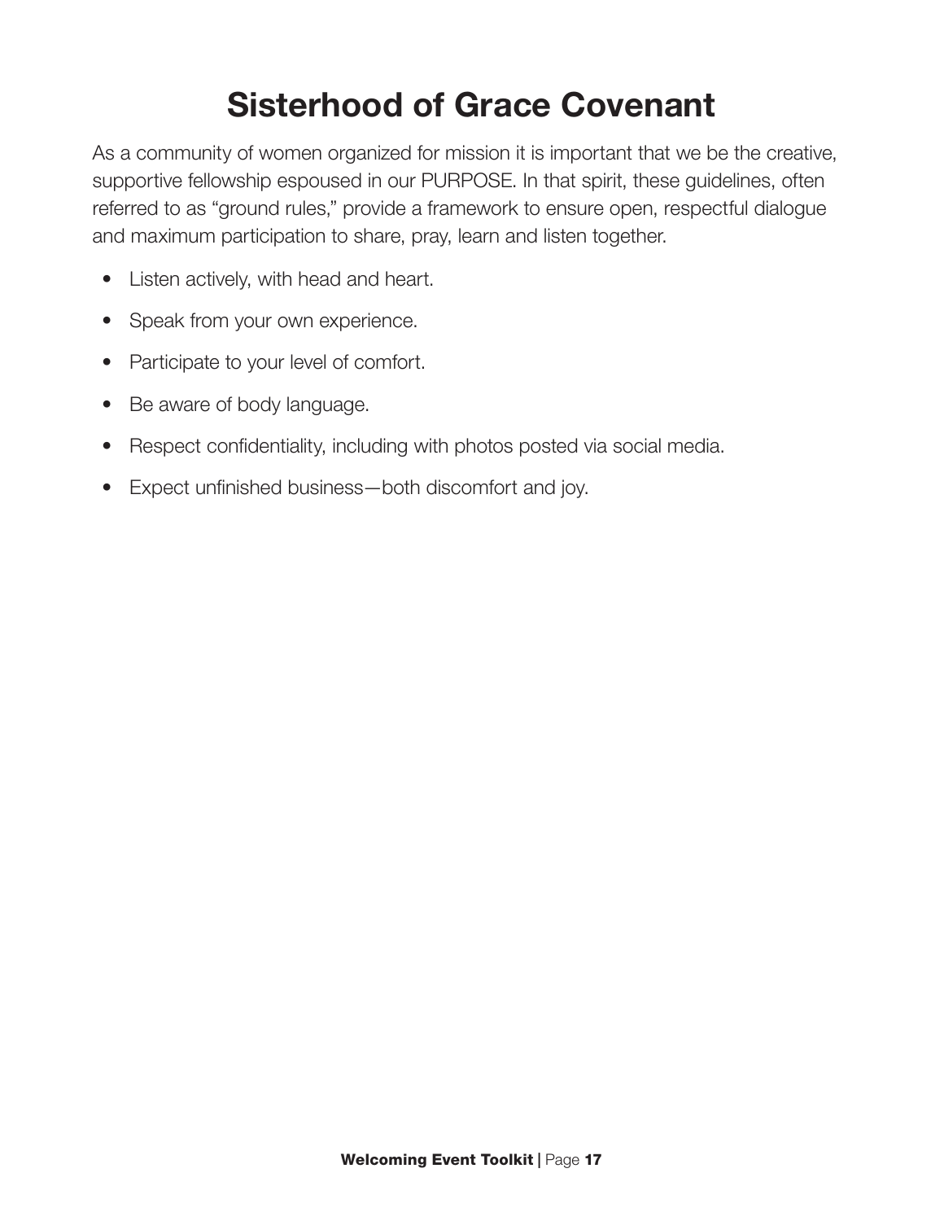# Sisterhood of Grace Covenant

As a community of women organized for mission it is important that we be the creative, supportive fellowship espoused in our PURPOSE. In that spirit, these guidelines, often referred to as "ground rules," provide a framework to ensure open, respectful dialogue and maximum participation to share, pray, learn and listen together.

- Listen actively, with head and heart.
- Speak from your own experience.
- Participate to your level of comfort.
- Be aware of body language.
- Respect confidentiality, including with photos posted via social media.
- Expect unfinished business—both discomfort and joy.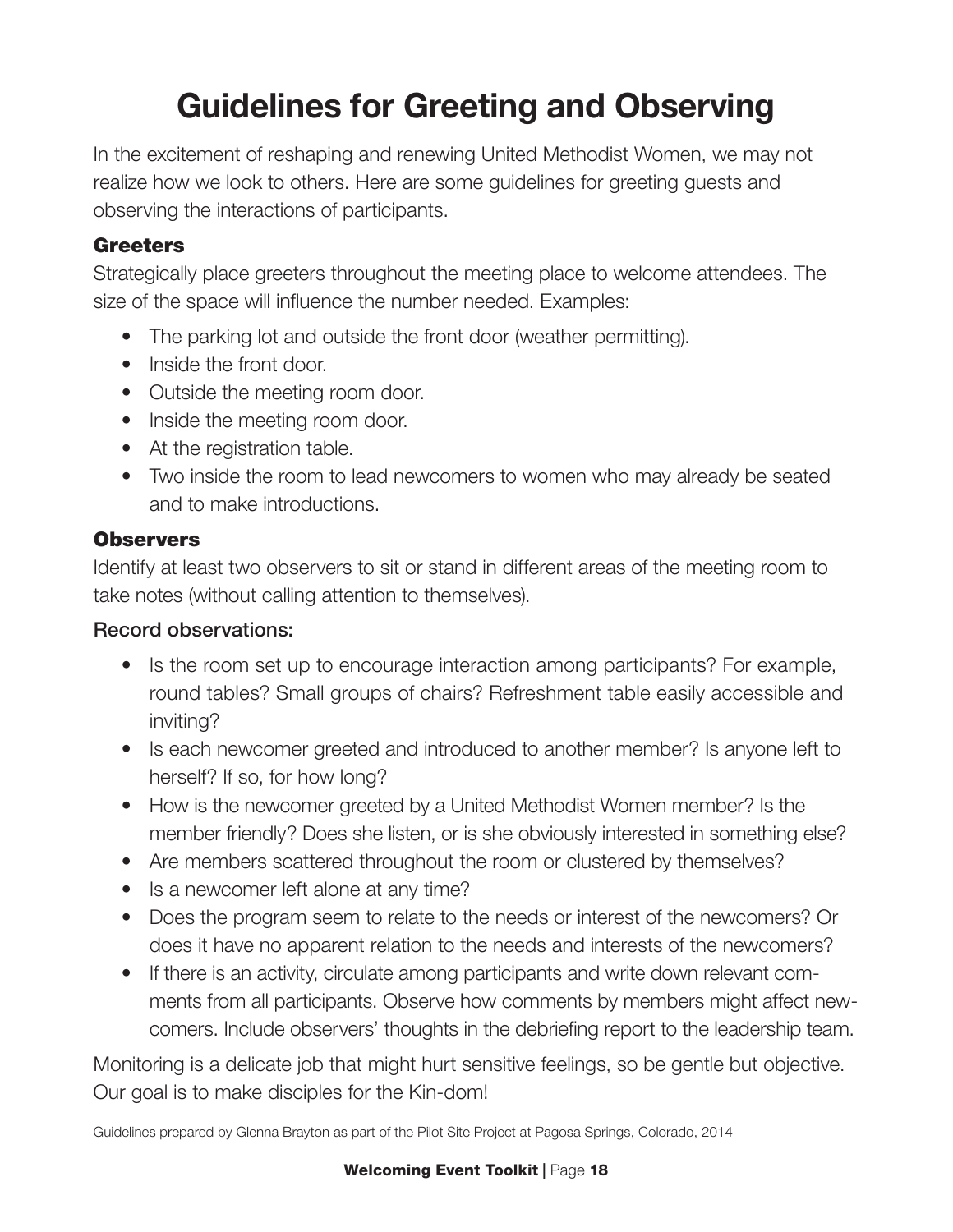# Guidelines for Greeting and Observing

In the excitement of reshaping and renewing United Methodist Women, we may not realize how we look to others. Here are some guidelines for greeting guests and observing the interactions of participants.

### Greeters

Strategically place greeters throughout the meeting place to welcome attendees. The size of the space will influence the number needed. Examples:

- The parking lot and outside the front door (weather permitting).
- Inside the front door.
- Outside the meeting room door.
- Inside the meeting room door.
- At the registration table.
- Two inside the room to lead newcomers to women who may already be seated and to make introductions.

### Observers

Identify at least two observers to sit or stand in different areas of the meeting room to take notes (without calling attention to themselves).

**Record observations:**

- Is the room set up to encourage interaction among participants? For example, round tables? Small groups of chairs? Refreshment table easily accessible and inviting?
- Is each newcomer greeted and introduced to another member? Is anyone left to herself? If so, for how long?
- How is the newcomer greeted by a United Methodist Women member? Is the member friendly? Does she listen, or is she obviously interested in something else?
- Are members scattered throughout the room or clustered by themselves?
- Is a newcomer left alone at any time?
- Does the program seem to relate to the needs or interest of the newcomers? Or does it have no apparent relation to the needs and interests of the newcomers?
- If there is an activity, circulate among participants and write down relevant comments from all participants. Observe how comments by members might affect newcomers. Include observers' thoughts in the debriefing report to the leadership team.

Monitoring is a delicate job that might hurt sensitive feelings, so be gentle but objective. Our goal is to make disciples for the Kin-dom!

Guidelines prepared by Glenna Brayton as part of the Pilot Site Project at Pagosa Springs, Colorado, 2014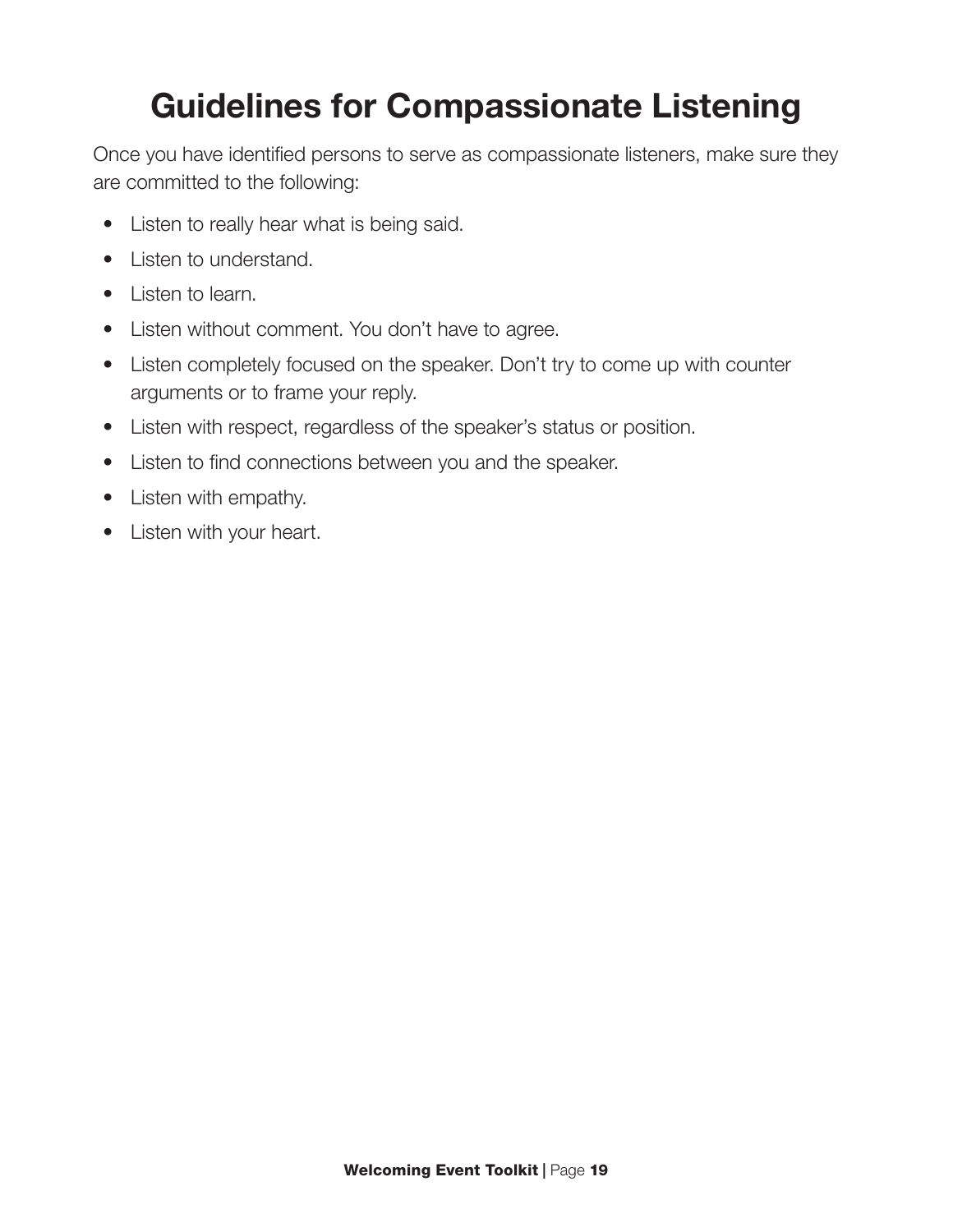# Guidelines for Compassionate Listening

Once you have identified persons to serve as compassionate listeners, make sure they are committed to the following:

- Listen to really hear what is being said.
- Listen to understand.
- Listen to learn.
- Listen without comment. You don't have to agree.
- Listen completely focused on the speaker. Don't try to come up with counter arguments or to frame your reply.
- Listen with respect, regardless of the speaker's status or position.
- Listen to find connections between you and the speaker.
- Listen with empathy.
- Listen with your heart.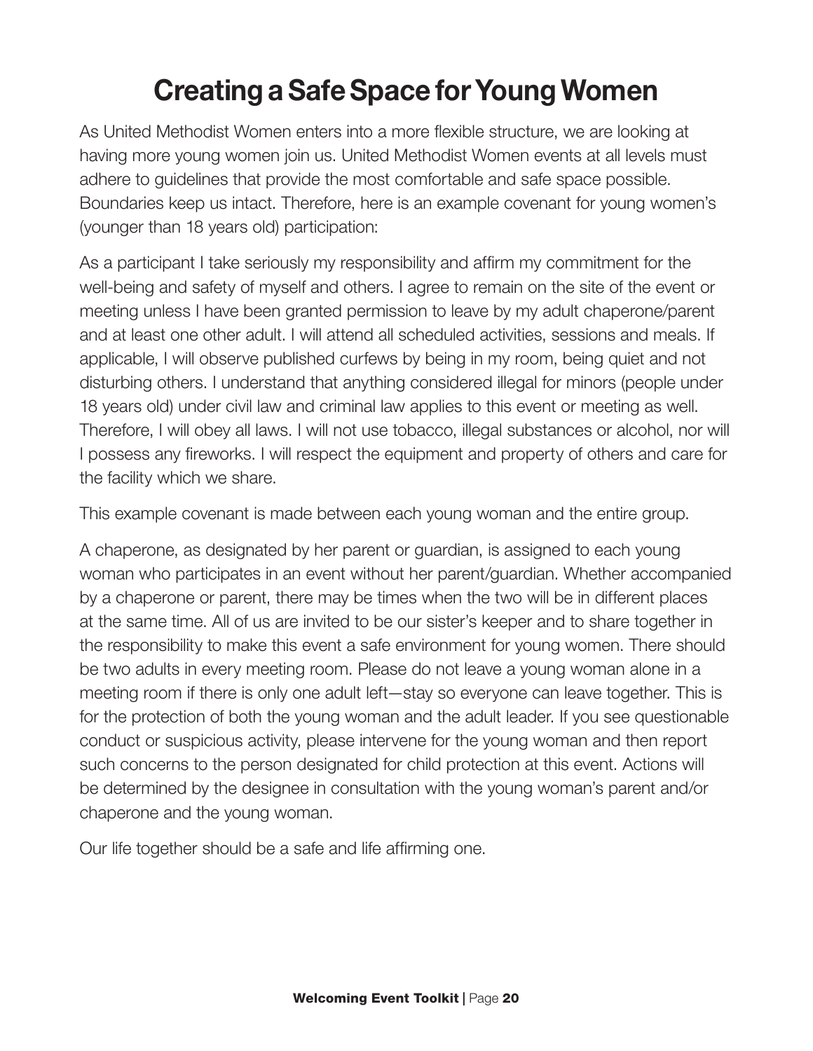# Creating a Safe Space for Young Women

As United Methodist Women enters into a more flexible structure, we are looking at having more young women join us. United Methodist Women events at all levels must adhere to guidelines that provide the most comfortable and safe space possible. Boundaries keep us intact. Therefore, here is an example covenant for young women's (younger than 18 years old) participation:

As a participant I take seriously my responsibility and affirm my commitment for the well-being and safety of myself and others. I agree to remain on the site of the event or meeting unless I have been granted permission to leave by my adult chaperone/parent and at least one other adult. I will attend all scheduled activities, sessions and meals. If applicable, I will observe published curfews by being in my room, being quiet and not disturbing others. I understand that anything considered illegal for minors (people under 18 years old) under civil law and criminal law applies to this event or meeting as well. Therefore, I will obey all laws. I will not use tobacco, illegal substances or alcohol, nor will I possess any fireworks. I will respect the equipment and property of others and care for the facility which we share.

This example covenant is made between each young woman and the entire group.

A chaperone, as designated by her parent or guardian, is assigned to each young woman who participates in an event without her parent/guardian. Whether accompanied by a chaperone or parent, there may be times when the two will be in different places at the same time. All of us are invited to be our sister's keeper and to share together in the responsibility to make this event a safe environment for young women. There should be two adults in every meeting room. Please do not leave a young woman alone in a meeting room if there is only one adult left—stay so everyone can leave together. This is for the protection of both the young woman and the adult leader. If you see questionable conduct or suspicious activity, please intervene for the young woman and then report such concerns to the person designated for child protection at this event. Actions will be determined by the designee in consultation with the young woman's parent and/or chaperone and the young woman.

Our life together should be a safe and life affirming one.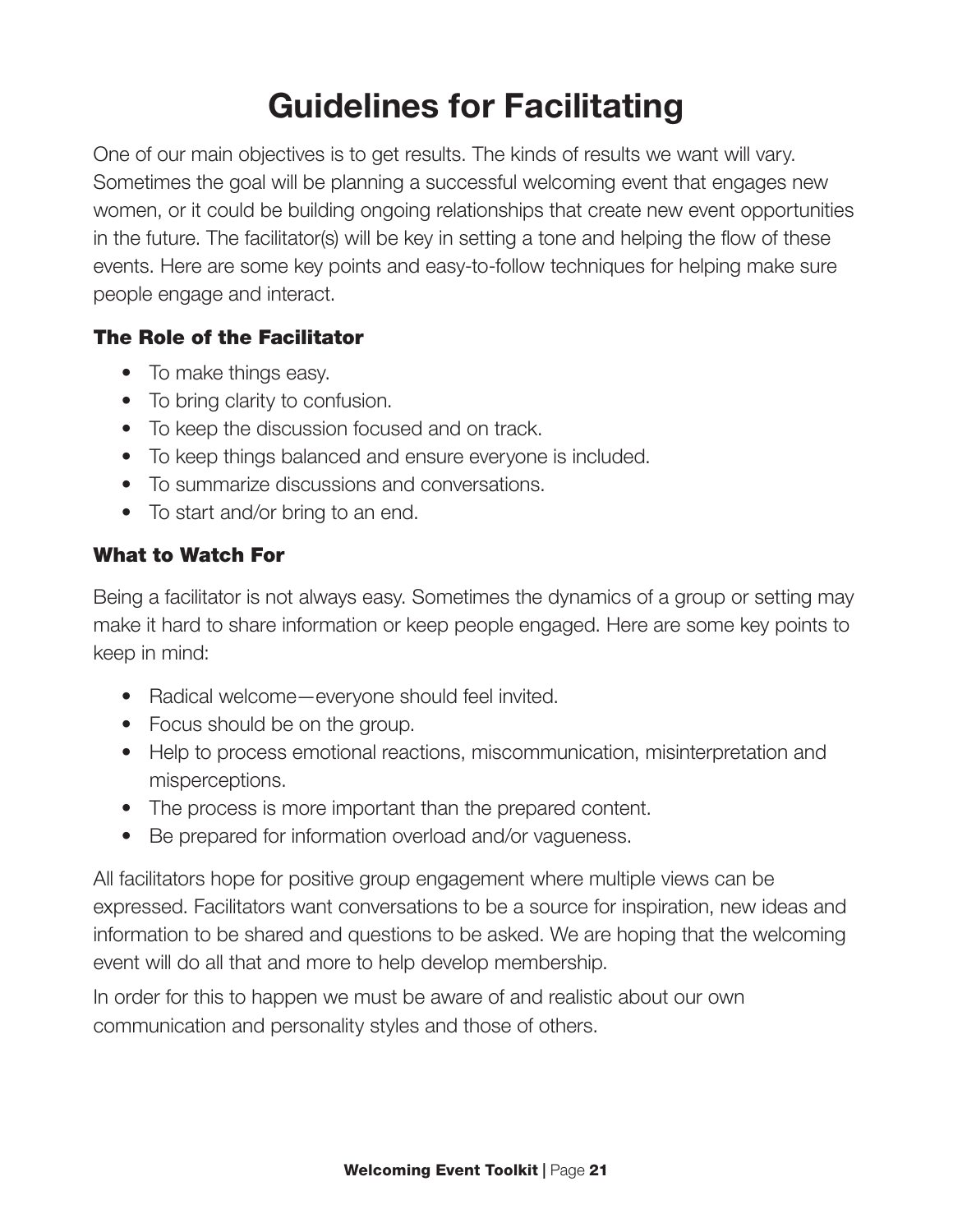# Guidelines for Facilitating

One of our main objectives is to get results. The kinds of results we want will vary. Sometimes the goal will be planning a successful welcoming event that engages new women, or it could be building ongoing relationships that create new event opportunities in the future. The facilitator(s) will be key in setting a tone and helping the flow of these events. Here are some key points and easy-to-follow techniques for helping make sure people engage and interact.

### The Role of the Facilitator

- To make things easy.
- To bring clarity to confusion.
- To keep the discussion focused and on track.
- To keep things balanced and ensure everyone is included.
- To summarize discussions and conversations.
- To start and/or bring to an end.

### What to Watch For

Being a facilitator is not always easy. Sometimes the dynamics of a group or setting may make it hard to share information or keep people engaged. Here are some key points to keep in mind:

- Radical welcome—everyone should feel invited.
- Focus should be on the group.
- Help to process emotional reactions, miscommunication, misinterpretation and misperceptions.
- The process is more important than the prepared content.
- Be prepared for information overload and/or vagueness.

All facilitators hope for positive group engagement where multiple views can be expressed. Facilitators want conversations to be a source for inspiration, new ideas and information to be shared and questions to be asked. We are hoping that the welcoming event will do all that and more to help develop membership.

In order for this to happen we must be aware of and realistic about our own communication and personality styles and those of others.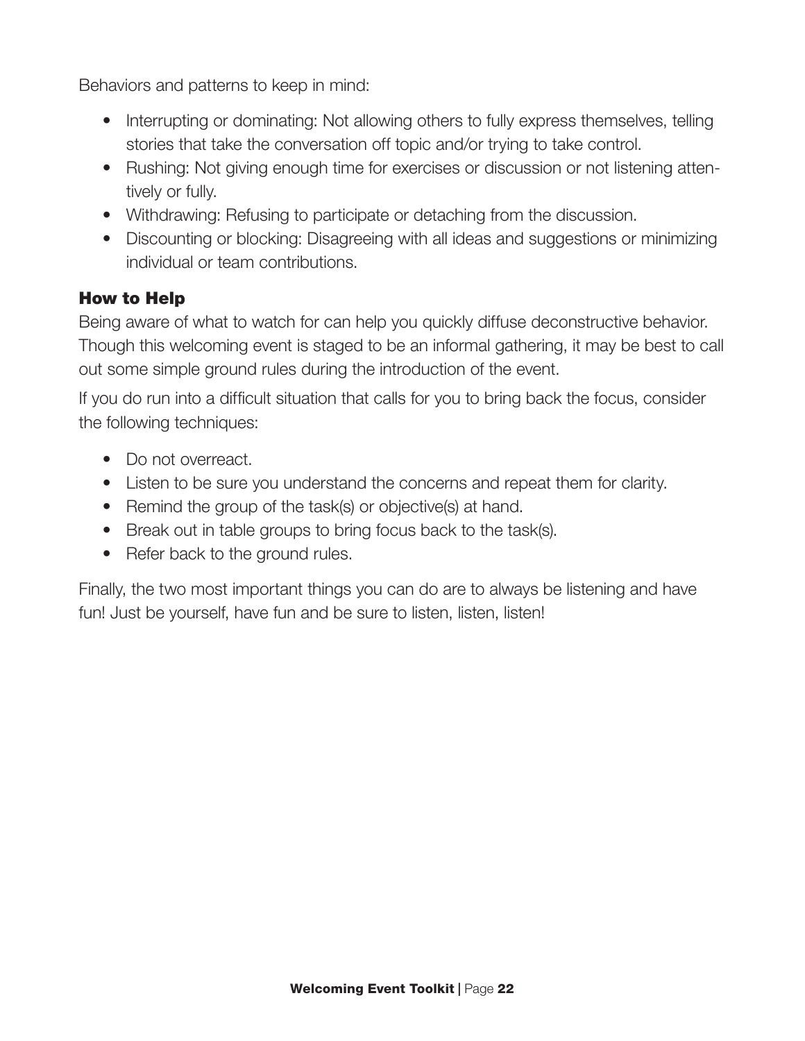Behaviors and patterns to keep in mind:

- Interrupting or dominating: Not allowing others to fully express themselves, telling stories that take the conversation off topic and/or trying to take control.
- Rushing: Not giving enough time for exercises or discussion or not listening attentively or fully.
- Withdrawing: Refusing to participate or detaching from the discussion.
- Discounting or blocking: Disagreeing with all ideas and suggestions or minimizing individual or team contributions.

### How to Help

Being aware of what to watch for can help you quickly diffuse deconstructive behavior. Though this welcoming event is staged to be an informal gathering, it may be best to call out some simple ground rules during the introduction of the event.

If you do run into a difficult situation that calls for you to bring back the focus, consider the following techniques:

- Do not overreact.
- Listen to be sure you understand the concerns and repeat them for clarity.
- Remind the group of the task(s) or objective(s) at hand.
- Break out in table groups to bring focus back to the task(s).
- Refer back to the ground rules.

Finally, the two most important things you can do are to always be listening and have fun! Just be yourself, have fun and be sure to listen, listen, listen!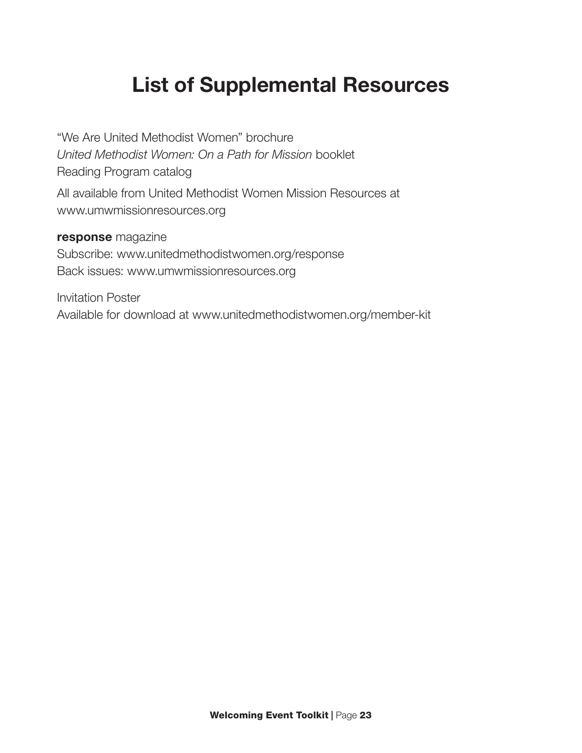# List of Supplemental Resources

"We Are United Methodist Women" brochure
*United Methodist Women: On a Path for Mission* booklet
Reading Program catalog

All available from United Methodist Women Mission Resources at www.umwmissionresources.org

**response** magazine
Subscribe: www.unitedmethodistwomen.org/response
Back issues: www.umwmissionresources.org

Invitation Poster
Available for download at www.unitedmethodistwomen.org/member-kit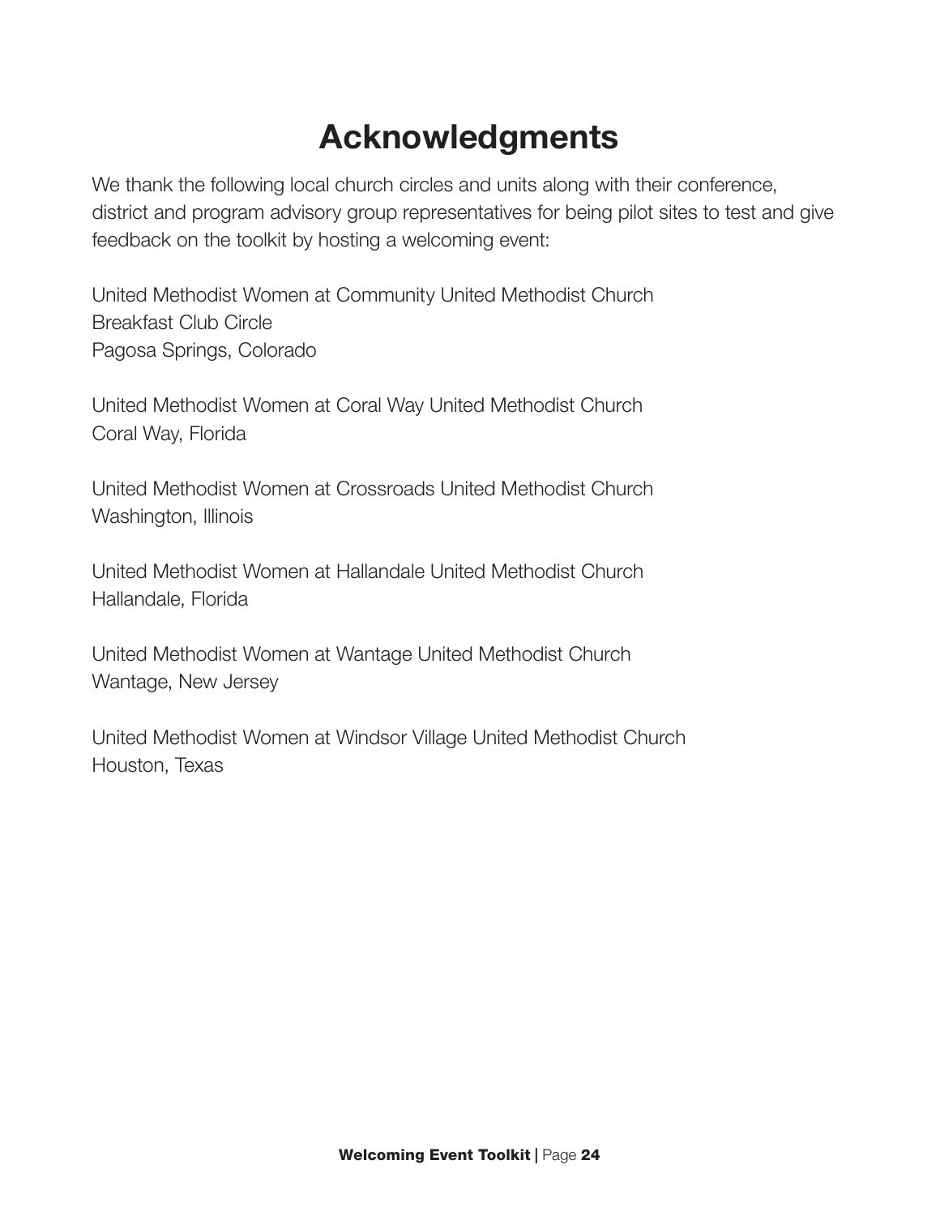# Acknowledgments

We thank the following local church circles and units along with their conference, district and program advisory group representatives for being pilot sites to test and give feedback on the toolkit by hosting a welcoming event:

United Methodist Women at Community United Methodist Church
Breakfast Club Circle
Pagosa Springs, Colorado

United Methodist Women at Coral Way United Methodist Church
Coral Way, Florida

United Methodist Women at Crossroads United Methodist Church
Washington, Illinois

United Methodist Women at Hallandale United Methodist Church
Hallandale, Florida

United Methodist Women at Wantage United Methodist Church
Wantage, New Jersey

United Methodist Women at Windsor Village United Methodist Church
Houston, Texas